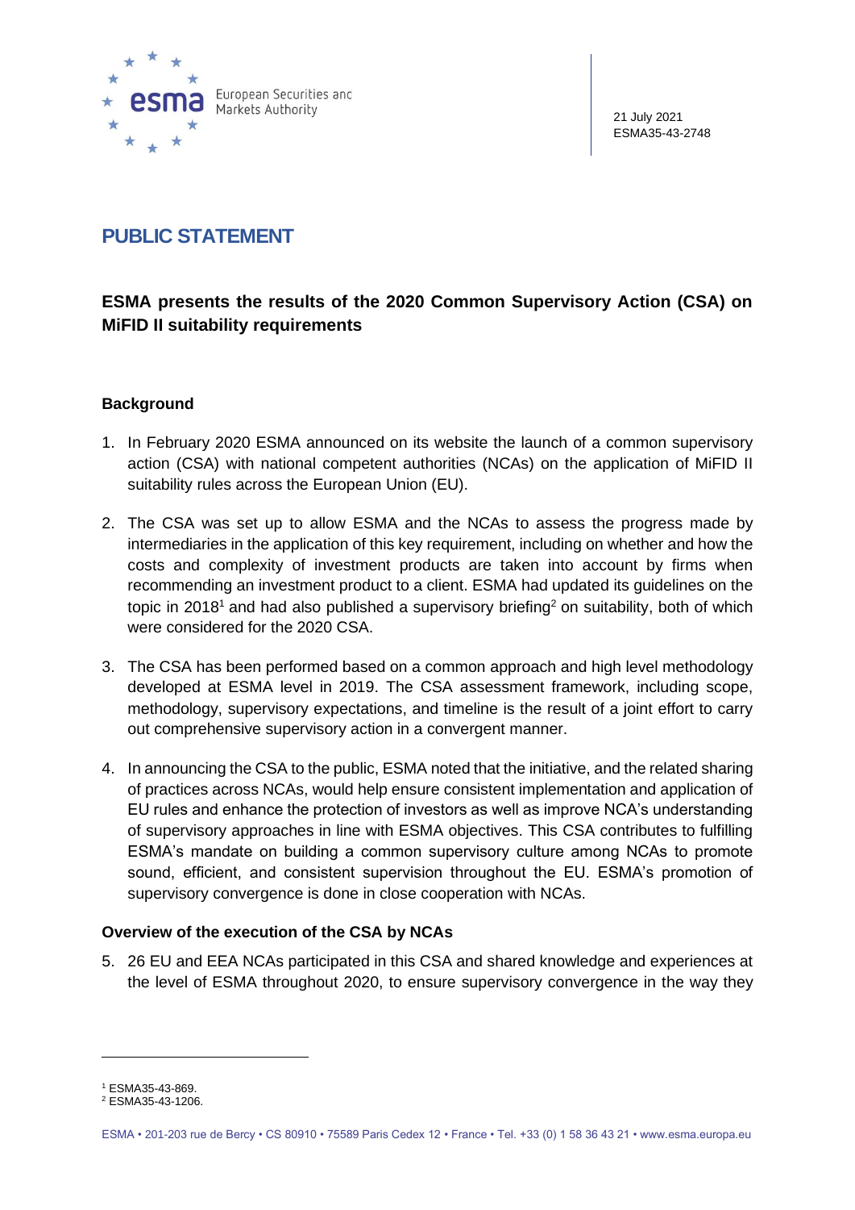21 July 2021
ESMA35-43-2748

# PUBLIC STATEMENT

## ESMA presents the results of the 2020 Common Supervisory Action (CSA) on MiFID II suitability requirements

### Background

1. In February 2020 ESMA announced on its website the launch of a common supervisory action (CSA) with national competent authorities (NCAs) on the application of MiFID II suitability rules across the European Union (EU).

2. The CSA was set up to allow ESMA and the NCAs to assess the progress made by intermediaries in the application of this key requirement, including on whether and how the costs and complexity of investment products are taken into account by firms when recommending an investment product to a client. ESMA had updated its guidelines on the topic in 2018[1] and had also published a supervisory briefing[2] on suitability, both of which were considered for the 2020 CSA.

3. The CSA has been performed based on a common approach and high level methodology developed at ESMA level in 2019. The CSA assessment framework, including scope, methodology, supervisory expectations, and timeline is the result of a joint effort to carry out comprehensive supervisory action in a convergent manner.

4. In announcing the CSA to the public, ESMA noted that the initiative, and the related sharing of practices across NCAs, would help ensure consistent implementation and application of EU rules and enhance the protection of investors as well as improve NCA's understanding of supervisory approaches in line with ESMA objectives. This CSA contributes to fulfilling ESMA's mandate on building a common supervisory culture among NCAs to promote sound, efficient, and consistent supervision throughout the EU. ESMA's promotion of supervisory convergence is done in close cooperation with NCAs.

### Overview of the execution of the CSA by NCAs

5. 26 EU and EEA NCAs participated in this CSA and shared knowledge and experiences at the level of ESMA throughout 2020, to ensure supervisory convergence in the way they

[1] ESMA35-43-869.

[2] ESMA35-43-1206.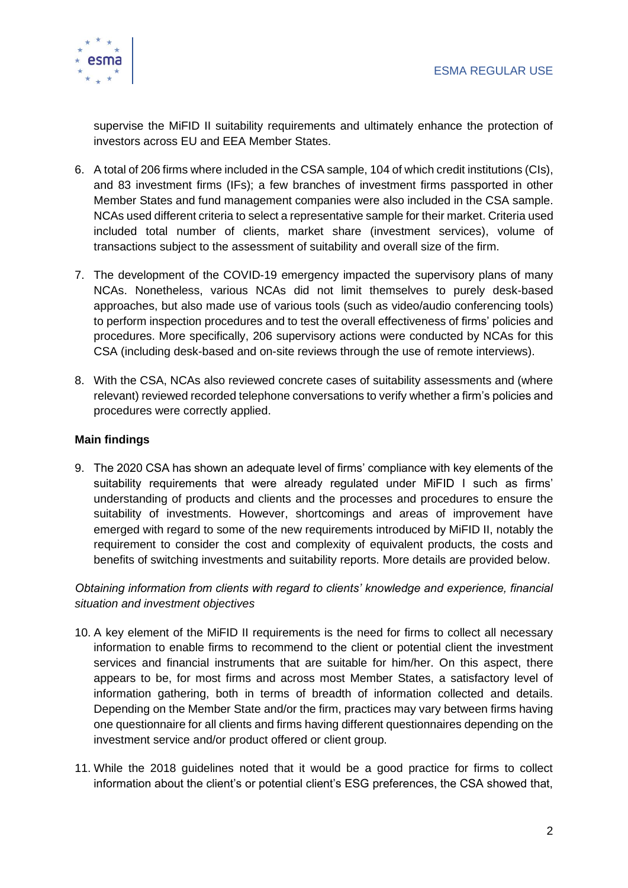supervise the MiFID II suitability requirements and ultimately enhance the protection of investors across EU and EEA Member States.

6. A total of 206 firms where included in the CSA sample, 104 of which credit institutions (CIs), and 83 investment firms (IFs); a few branches of investment firms passported in other Member States and fund management companies were also included in the CSA sample. NCAs used different criteria to select a representative sample for their market. Criteria used included total number of clients, market share (investment services), volume of transactions subject to the assessment of suitability and overall size of the firm.

7. The development of the COVID-19 emergency impacted the supervisory plans of many NCAs. Nonetheless, various NCAs did not limit themselves to purely desk-based approaches, but also made use of various tools (such as video/audio conferencing tools) to perform inspection procedures and to test the overall effectiveness of firms' policies and procedures. More specifically, 206 supervisory actions were conducted by NCAs for this CSA (including desk-based and on-site reviews through the use of remote interviews).

8. With the CSA, NCAs also reviewed concrete cases of suitability assessments and (where relevant) reviewed recorded telephone conversations to verify whether a firm's policies and procedures were correctly applied.

**Main findings**

9. The 2020 CSA has shown an adequate level of firms' compliance with key elements of the suitability requirements that were already regulated under MiFID I such as firms' understanding of products and clients and the processes and procedures to ensure the suitability of investments. However, shortcomings and areas of improvement have emerged with regard to some of the new requirements introduced by MiFID II, notably the requirement to consider the cost and complexity of equivalent products, the costs and benefits of switching investments and suitability reports. More details are provided below.

*Obtaining information from clients with regard to clients' knowledge and experience, financial situation and investment objectives*

10. A key element of the MiFID II requirements is the need for firms to collect all necessary information to enable firms to recommend to the client or potential client the investment services and financial instruments that are suitable for him/her. On this aspect, there appears to be, for most firms and across most Member States, a satisfactory level of information gathering, both in terms of breadth of information collected and details. Depending on the Member State and/or the firm, practices may vary between firms having one questionnaire for all clients and firms having different questionnaires depending on the investment service and/or product offered or client group.

11. While the 2018 guidelines noted that it would be a good practice for firms to collect information about the client's or potential client's ESG preferences, the CSA showed that,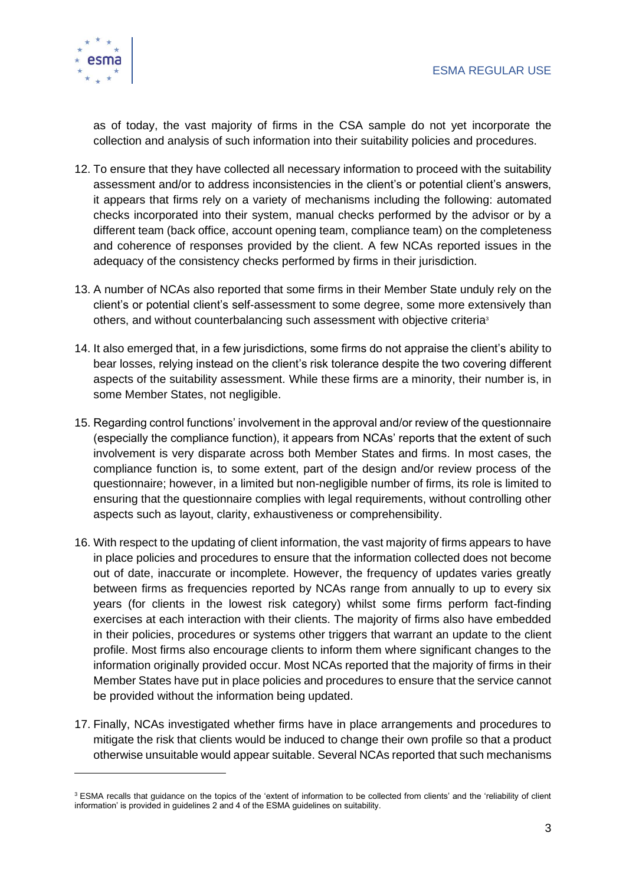as of today, the vast majority of firms in the CSA sample do not yet incorporate the collection and analysis of such information into their suitability policies and procedures.

12. To ensure that they have collected all necessary information to proceed with the suitability assessment and/or to address inconsistencies in the client's or potential client's answers, it appears that firms rely on a variety of mechanisms including the following: automated checks incorporated into their system, manual checks performed by the advisor or by a different team (back office, account opening team, compliance team) on the completeness and coherence of responses provided by the client. A few NCAs reported issues in the adequacy of the consistency checks performed by firms in their jurisdiction.

13. A number of NCAs also reported that some firms in their Member State unduly rely on the client's or potential client's self-assessment to some degree, some more extensively than others, and without counterbalancing such assessment with objective criteria[3]

14. It also emerged that, in a few jurisdictions, some firms do not appraise the client's ability to bear losses, relying instead on the client's risk tolerance despite the two covering different aspects of the suitability assessment. While these firms are a minority, their number is, in some Member States, not negligible.

15. Regarding control functions' involvement in the approval and/or review of the questionnaire (especially the compliance function), it appears from NCAs' reports that the extent of such involvement is very disparate across both Member States and firms. In most cases, the compliance function is, to some extent, part of the design and/or review process of the questionnaire; however, in a limited but non-negligible number of firms, its role is limited to ensuring that the questionnaire complies with legal requirements, without controlling other aspects such as layout, clarity, exhaustiveness or comprehensibility.

16. With respect to the updating of client information, the vast majority of firms appears to have in place policies and procedures to ensure that the information collected does not become out of date, inaccurate or incomplete. However, the frequency of updates varies greatly between firms as frequencies reported by NCAs range from annually to up to every six years (for clients in the lowest risk category) whilst some firms perform fact-finding exercises at each interaction with their clients. The majority of firms also have embedded in their policies, procedures or systems other triggers that warrant an update to the client profile. Most firms also encourage clients to inform them where significant changes to the information originally provided occur. Most NCAs reported that the majority of firms in their Member States have put in place policies and procedures to ensure that the service cannot be provided without the information being updated.

17. Finally, NCAs investigated whether firms have in place arrangements and procedures to mitigate the risk that clients would be induced to change their own profile so that a product otherwise unsuitable would appear suitable. Several NCAs reported that such mechanisms

---

[3] ESMA recalls that guidance on the topics of the 'extent of information to be collected from clients' and the 'reliability of client information' is provided in guidelines 2 and 4 of the ESMA guidelines on suitability.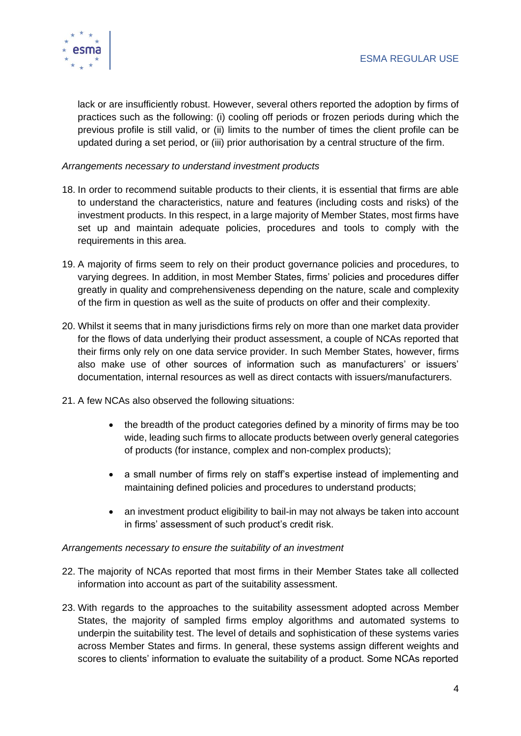lack or are insufficiently robust. However, several others reported the adoption by firms of practices such as the following: (i) cooling off periods or frozen periods during which the previous profile is still valid, or (ii) limits to the number of times the client profile can be updated during a set period, or (iii) prior authorisation by a central structure of the firm.

*Arrangements necessary to understand investment products*

18. In order to recommend suitable products to their clients, it is essential that firms are able to understand the characteristics, nature and features (including costs and risks) of the investment products. In this respect, in a large majority of Member States, most firms have set up and maintain adequate policies, procedures and tools to comply with the requirements in this area.

19. A majority of firms seem to rely on their product governance policies and procedures, to varying degrees. In addition, in most Member States, firms' policies and procedures differ greatly in quality and comprehensiveness depending on the nature, scale and complexity of the firm in question as well as the suite of products on offer and their complexity.

20. Whilst it seems that in many jurisdictions firms rely on more than one market data provider for the flows of data underlying their product assessment, a couple of NCAs reported that their firms only rely on one data service provider. In such Member States, however, firms also make use of other sources of information such as manufacturers' or issuers' documentation, internal resources as well as direct contacts with issuers/manufacturers.

21. A few NCAs also observed the following situations:

    - the breadth of the product categories defined by a minority of firms may be too wide, leading such firms to allocate products between overly general categories of products (for instance, complex and non-complex products);
    - a small number of firms rely on staff's expertise instead of implementing and maintaining defined policies and procedures to understand products;
    - an investment product eligibility to bail-in may not always be taken into account in firms' assessment of such product's credit risk.

*Arrangements necessary to ensure the suitability of an investment*

22. The majority of NCAs reported that most firms in their Member States take all collected information into account as part of the suitability assessment.

23. With regards to the approaches to the suitability assessment adopted across Member States, the majority of sampled firms employ algorithms and automated systems to underpin the suitability test. The level of details and sophistication of these systems varies across Member States and firms. In general, these systems assign different weights and scores to clients' information to evaluate the suitability of a product. Some NCAs reported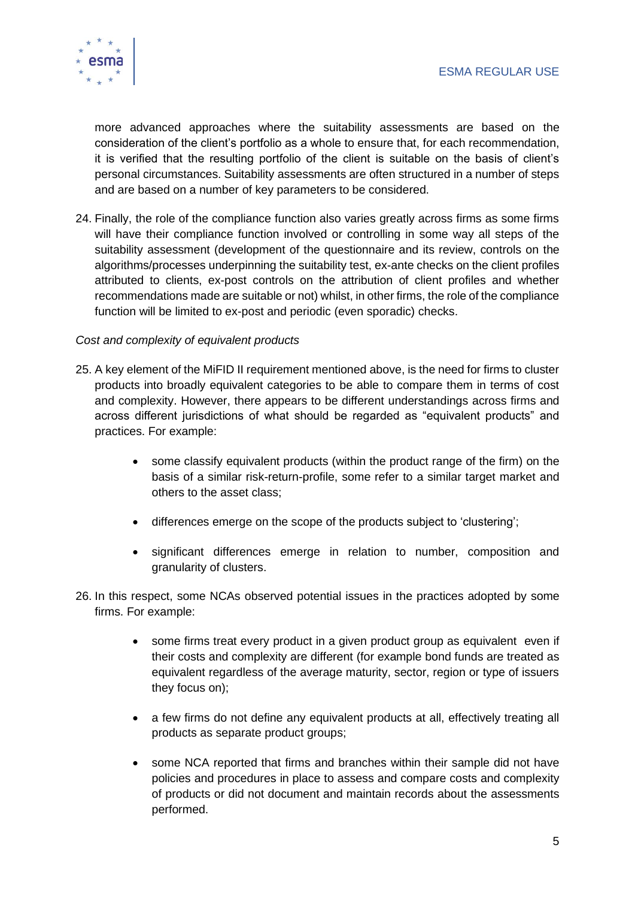more advanced approaches where the suitability assessments are based on the consideration of the client's portfolio as a whole to ensure that, for each recommendation, it is verified that the resulting portfolio of the client is suitable on the basis of client's personal circumstances. Suitability assessments are often structured in a number of steps and are based on a number of key parameters to be considered.

24. Finally, the role of the compliance function also varies greatly across firms as some firms will have their compliance function involved or controlling in some way all steps of the suitability assessment (development of the questionnaire and its review, controls on the algorithms/processes underpinning the suitability test, ex-ante checks on the client profiles attributed to clients, ex-post controls on the attribution of client profiles and whether recommendations made are suitable or not) whilst, in other firms, the role of the compliance function will be limited to ex-post and periodic (even sporadic) checks.

*Cost and complexity of equivalent products*

25. A key element of the MiFID II requirement mentioned above, is the need for firms to cluster products into broadly equivalent categories to be able to compare them in terms of cost and complexity. However, there appears to be different understandings across firms and across different jurisdictions of what should be regarded as "equivalent products" and practices. For example:

    - some classify equivalent products (within the product range of the firm) on the basis of a similar risk-return-profile, some refer to a similar target market and others to the asset class;
    - differences emerge on the scope of the products subject to 'clustering';
    - significant differences emerge in relation to number, composition and granularity of clusters.

26. In this respect, some NCAs observed potential issues in the practices adopted by some firms. For example:

    - some firms treat every product in a given product group as equivalent even if their costs and complexity are different (for example bond funds are treated as equivalent regardless of the average maturity, sector, region or type of issuers they focus on);
    - a few firms do not define any equivalent products at all, effectively treating all products as separate product groups;
    - some NCA reported that firms and branches within their sample did not have policies and procedures in place to assess and compare costs and complexity of products or did not document and maintain records about the assessments performed.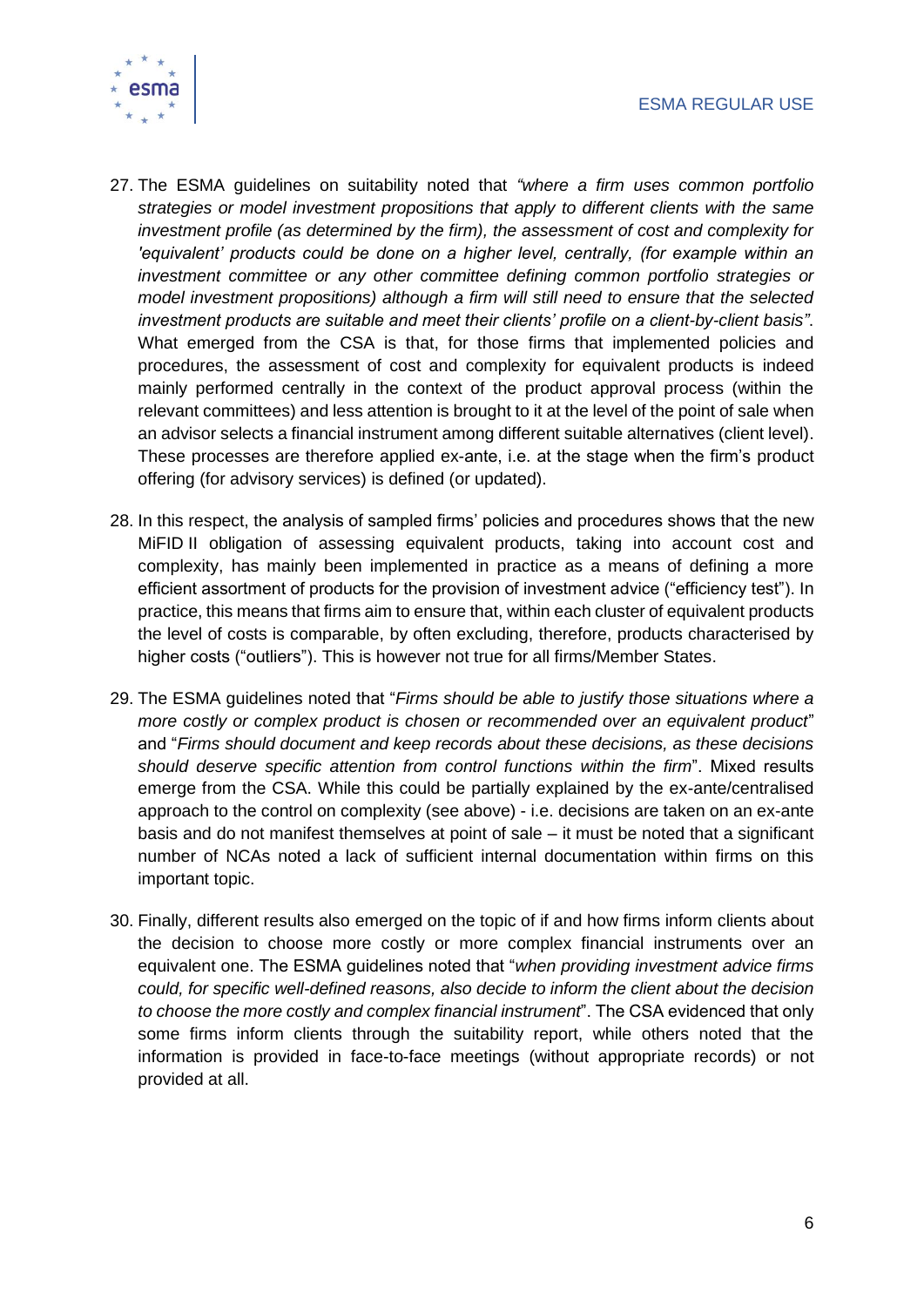27. The ESMA guidelines on suitability noted that *"where a firm uses common portfolio strategies or model investment propositions that apply to different clients with the same investment profile (as determined by the firm), the assessment of cost and complexity for 'equivalent' products could be done on a higher level, centrally, (for example within an investment committee or any other committee defining common portfolio strategies or model investment propositions) although a firm will still need to ensure that the selected investment products are suitable and meet their clients' profile on a client-by-client basis"*. What emerged from the CSA is that, for those firms that implemented policies and procedures, the assessment of cost and complexity for equivalent products is indeed mainly performed centrally in the context of the product approval process (within the relevant committees) and less attention is brought to it at the level of the point of sale when an advisor selects a financial instrument among different suitable alternatives (client level). These processes are therefore applied ex-ante, i.e. at the stage when the firm's product offering (for advisory services) is defined (or updated).

28. In this respect, the analysis of sampled firms' policies and procedures shows that the new MiFID II obligation of assessing equivalent products, taking into account cost and complexity, has mainly been implemented in practice as a means of defining a more efficient assortment of products for the provision of investment advice ("efficiency test"). In practice, this means that firms aim to ensure that, within each cluster of equivalent products the level of costs is comparable, by often excluding, therefore, products characterised by higher costs ("outliers"). This is however not true for all firms/Member States.

29. The ESMA guidelines noted that "*Firms should be able to justify those situations where a more costly or complex product is chosen or recommended over an equivalent product*" and "*Firms should document and keep records about these decisions, as these decisions should deserve specific attention from control functions within the firm*". Mixed results emerge from the CSA. While this could be partially explained by the ex-ante/centralised approach to the control on complexity (see above) - i.e. decisions are taken on an ex-ante basis and do not manifest themselves at point of sale – it must be noted that a significant number of NCAs noted a lack of sufficient internal documentation within firms on this important topic.

30. Finally, different results also emerged on the topic of if and how firms inform clients about the decision to choose more costly or more complex financial instruments over an equivalent one. The ESMA guidelines noted that "*when providing investment advice firms could, for specific well-defined reasons, also decide to inform the client about the decision to choose the more costly and complex financial instrument*". The CSA evidenced that only some firms inform clients through the suitability report, while others noted that the information is provided in face-to-face meetings (without appropriate records) or not provided at all.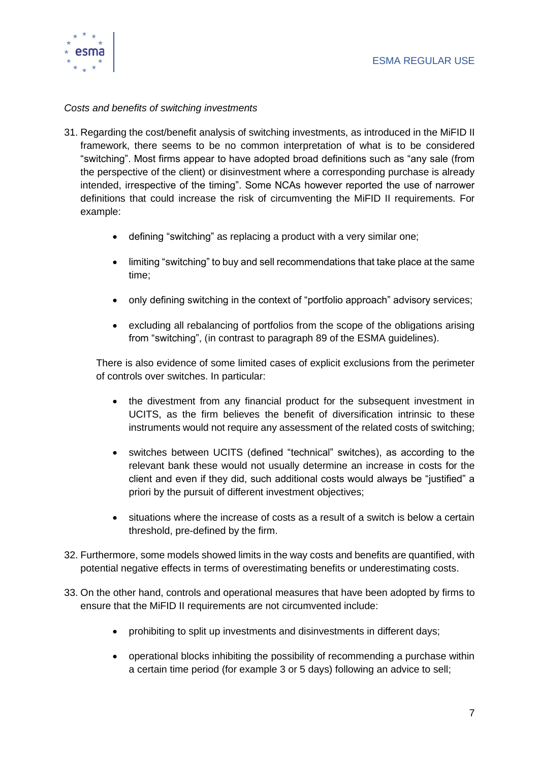*Costs and benefits of switching investments*

31. Regarding the cost/benefit analysis of switching investments, as introduced in the MiFID II framework, there seems to be no common interpretation of what is to be considered "switching". Most firms appear to have adopted broad definitions such as "any sale (from the perspective of the client) or disinvestment where a corresponding purchase is already intended, irrespective of the timing". Some NCAs however reported the use of narrower definitions that could increase the risk of circumventing the MiFID II requirements. For example:

    - defining "switching" as replacing a product with a very similar one;
    - limiting "switching" to buy and sell recommendations that take place at the same time;
    - only defining switching in the context of "portfolio approach" advisory services;
    - excluding all rebalancing of portfolios from the scope of the obligations arising from "switching", (in contrast to paragraph 89 of the ESMA guidelines).

    There is also evidence of some limited cases of explicit exclusions from the perimeter of controls over switches. In particular:

    - the divestment from any financial product for the subsequent investment in UCITS, as the firm believes the benefit of diversification intrinsic to these instruments would not require any assessment of the related costs of switching;
    - switches between UCITS (defined "technical" switches), as according to the relevant bank these would not usually determine an increase in costs for the client and even if they did, such additional costs would always be "justified" a priori by the pursuit of different investment objectives;
    - situations where the increase of costs as a result of a switch is below a certain threshold, pre-defined by the firm.

32. Furthermore, some models showed limits in the way costs and benefits are quantified, with potential negative effects in terms of overestimating benefits or underestimating costs.

33. On the other hand, controls and operational measures that have been adopted by firms to ensure that the MiFID II requirements are not circumvented include:

    - prohibiting to split up investments and disinvestments in different days;
    - operational blocks inhibiting the possibility of recommending a purchase within a certain time period (for example 3 or 5 days) following an advice to sell;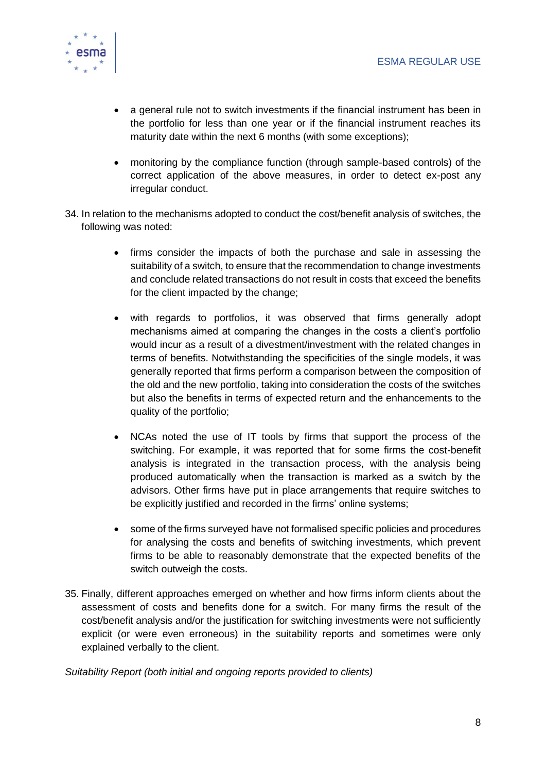- a general rule not to switch investments if the financial instrument has been in the portfolio for less than one year or if the financial instrument reaches its maturity date within the next 6 months (with some exceptions);

- monitoring by the compliance function (through sample-based controls) of the correct application of the above measures, in order to detect ex-post any irregular conduct.

34. In relation to the mechanisms adopted to conduct the cost/benefit analysis of switches, the following was noted:

    - firms consider the impacts of both the purchase and sale in assessing the suitability of a switch, to ensure that the recommendation to change investments and conclude related transactions do not result in costs that exceed the benefits for the client impacted by the change;

    - with regards to portfolios, it was observed that firms generally adopt mechanisms aimed at comparing the changes in the costs a client's portfolio would incur as a result of a divestment/investment with the related changes in terms of benefits. Notwithstanding the specificities of the single models, it was generally reported that firms perform a comparison between the composition of the old and the new portfolio, taking into consideration the costs of the switches but also the benefits in terms of expected return and the enhancements to the quality of the portfolio;

    - NCAs noted the use of IT tools by firms that support the process of the switching. For example, it was reported that for some firms the cost-benefit analysis is integrated in the transaction process, with the analysis being produced automatically when the transaction is marked as a switch by the advisors. Other firms have put in place arrangements that require switches to be explicitly justified and recorded in the firms' online systems;

    - some of the firms surveyed have not formalised specific policies and procedures for analysing the costs and benefits of switching investments, which prevent firms to be able to reasonably demonstrate that the expected benefits of the switch outweigh the costs.

35. Finally, different approaches emerged on whether and how firms inform clients about the assessment of costs and benefits done for a switch. For many firms the result of the cost/benefit analysis and/or the justification for switching investments were not sufficiently explicit (or were even erroneous) in the suitability reports and sometimes were only explained verbally to the client.

*Suitability Report (both initial and ongoing reports provided to clients)*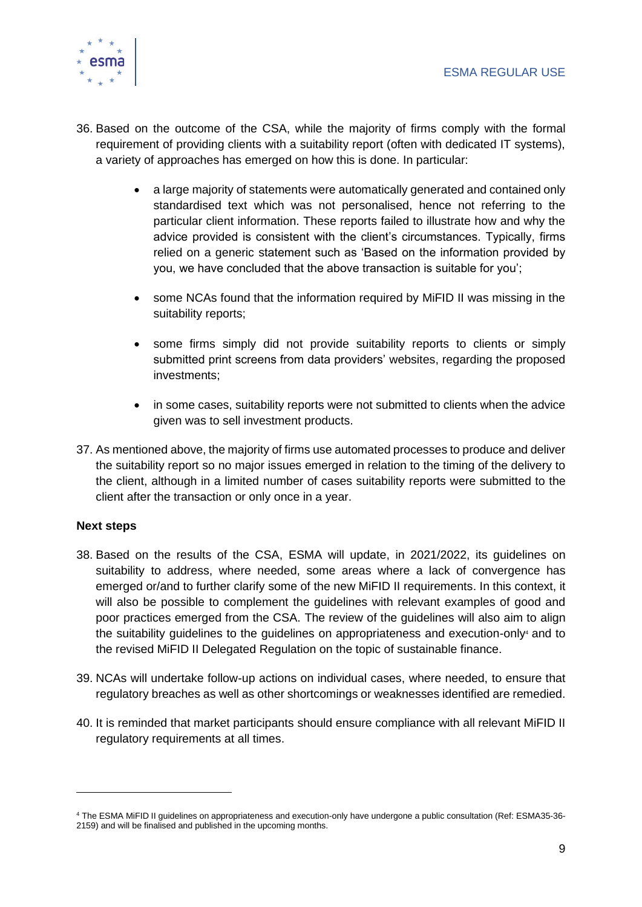36. Based on the outcome of the CSA, while the majority of firms comply with the formal requirement of providing clients with a suitability report (often with dedicated IT systems), a variety of approaches has emerged on how this is done. In particular:

    - a large majority of statements were automatically generated and contained only standardised text which was not personalised, hence not referring to the particular client information. These reports failed to illustrate how and why the advice provided is consistent with the client's circumstances. Typically, firms relied on a generic statement such as 'Based on the information provided by you, we have concluded that the above transaction is suitable for you';
    - some NCAs found that the information required by MiFID II was missing in the suitability reports;
    - some firms simply did not provide suitability reports to clients or simply submitted print screens from data providers' websites, regarding the proposed investments;
    - in some cases, suitability reports were not submitted to clients when the advice given was to sell investment products.

37. As mentioned above, the majority of firms use automated processes to produce and deliver the suitability report so no major issues emerged in relation to the timing of the delivery to the client, although in a limited number of cases suitability reports were submitted to the client after the transaction or only once in a year.

**Next steps**

38. Based on the results of the CSA, ESMA will update, in 2021/2022, its guidelines on suitability to address, where needed, some areas where a lack of convergence has emerged or/and to further clarify some of the new MiFID II requirements. In this context, it will also be possible to complement the guidelines with relevant examples of good and poor practices emerged from the CSA. The review of the guidelines will also aim to align the suitability guidelines to the guidelines on appropriateness and execution-only[4] and to the revised MiFID II Delegated Regulation on the topic of sustainable finance.

39. NCAs will undertake follow-up actions on individual cases, where needed, to ensure that regulatory breaches as well as other shortcomings or weaknesses identified are remedied.

40. It is reminded that market participants should ensure compliance with all relevant MiFID II regulatory requirements at all times.

---

[4] The ESMA MiFID II guidelines on appropriateness and execution-only have undergone a public consultation (Ref: ESMA35-36-2159) and will be finalised and published in the upcoming months.